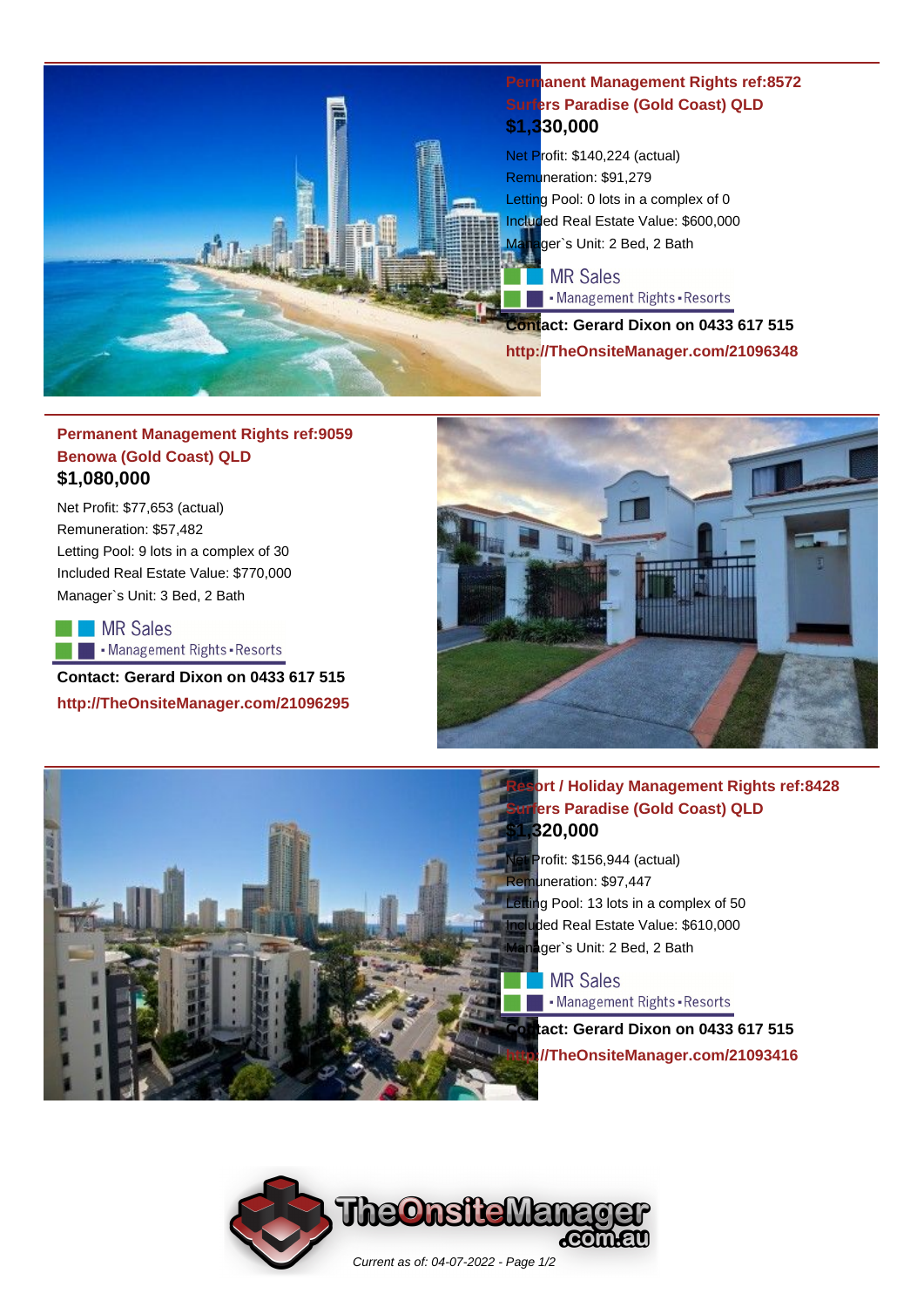## Permanent Management Rights ref:8572
## Surfers Paradise (Gold Coast) QLD
### $1,330,000

Net Profit: $140,224 (actual)
Remuneration: $91,279
Letting Pool: 0 lots in a complex of 0
Included Real Estate Value: $600,000
Manager`s Unit: 2 Bed, 2 Bath

MR Sales
▪ Management Rights ▪ Resorts

**Contact: Gerard Dixon on 0433 617 515**
**http://TheOnsiteManager.com/21096348**

---

## Permanent Management Rights ref:9059
## Benowa (Gold Coast) QLD
### $1,080,000

Net Profit: $77,653 (actual)
Remuneration: $57,482
Letting Pool: 9 lots in a complex of 30
Included Real Estate Value: $770,000
Manager`s Unit: 3 Bed, 2 Bath

MR Sales
▪ Management Rights ▪ Resorts

**Contact: Gerard Dixon on 0433 617 515**
**http://TheOnsiteManager.com/21096295**

---

## Resort / Holiday Management Rights ref:8428
## Surfers Paradise (Gold Coast) QLD
### $1,320,000

Net Profit: $156,944 (actual)
Remuneration: $97,447
Letting Pool: 13 lots in a complex of 50
Included Real Estate Value: $610,000
Manager`s Unit: 2 Bed, 2 Bath

MR Sales
▪ Management Rights ▪ Resorts

**Contact: Gerard Dixon on 0433 617 515**
**http://TheOnsiteManager.com/21093416**

*Current as of: 04-07-2022*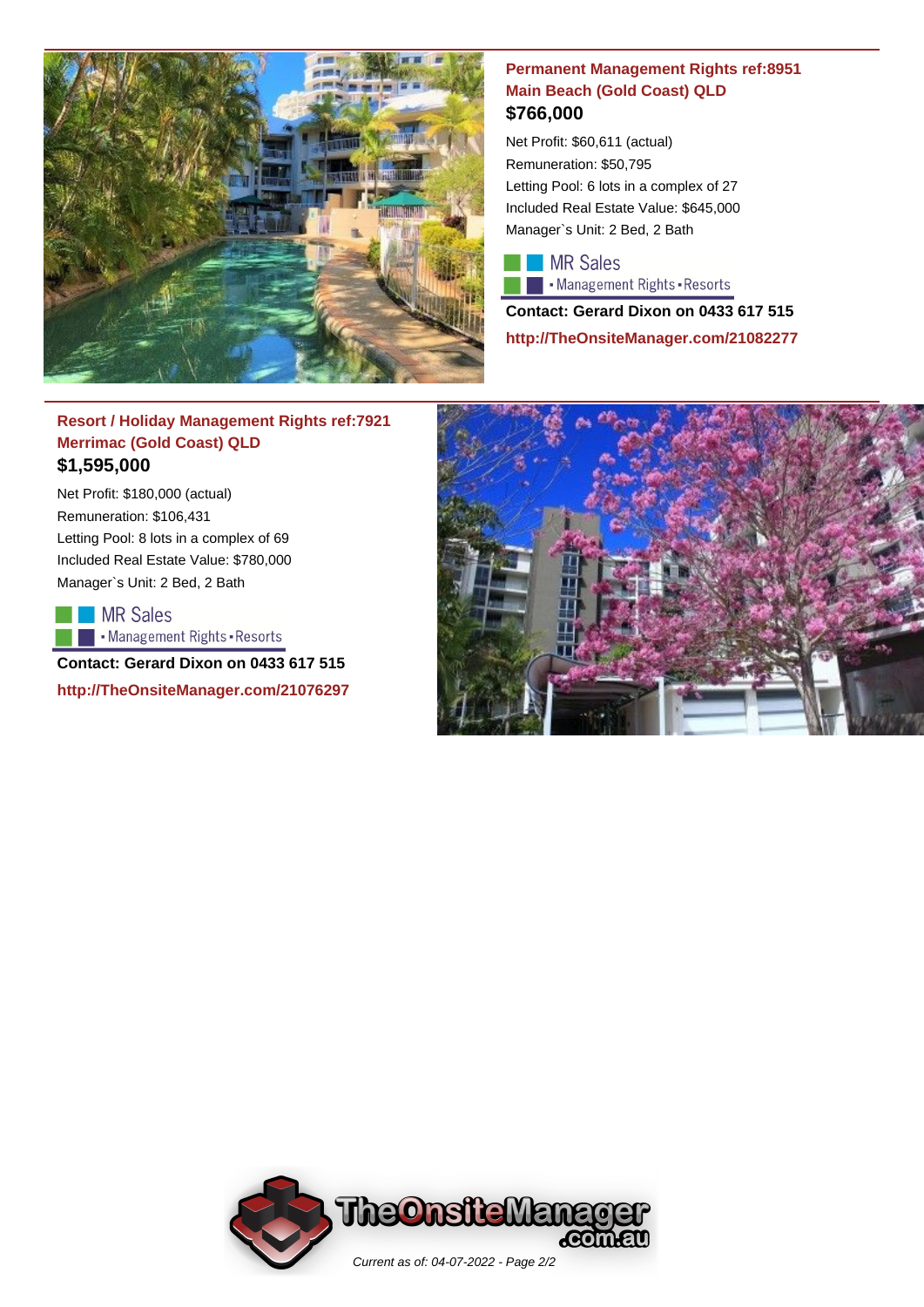## Permanent Management Rights ref:8951
## Main Beach (Gold Coast) QLD
**$766,000**

Net Profit: $60,611 (actual)
Remuneration: $50,795
Letting Pool: 6 lots in a complex of 27
Included Real Estate Value: $645,000
Manager`s Unit: 2 Bed, 2 Bath

MR Sales
• Management Rights • Resorts

**Contact: Gerard Dixon on 0433 617 515**
**http://TheOnsiteManager.com/21082277**

## Resort / Holiday Management Rights ref:7921
## Merrimac (Gold Coast) QLD
**$1,595,000**

Net Profit: $180,000 (actual)
Remuneration: $106,431
Letting Pool: 8 lots in a complex of 69
Included Real Estate Value: $780,000
Manager`s Unit: 2 Bed, 2 Bath

MR Sales
• Management Rights • Resorts

**Contact: Gerard Dixon on 0433 617 515**
**http://TheOnsiteManager.com/21076297**

TheOnsiteManager.com.au

*Current as of: 04-07-2022*